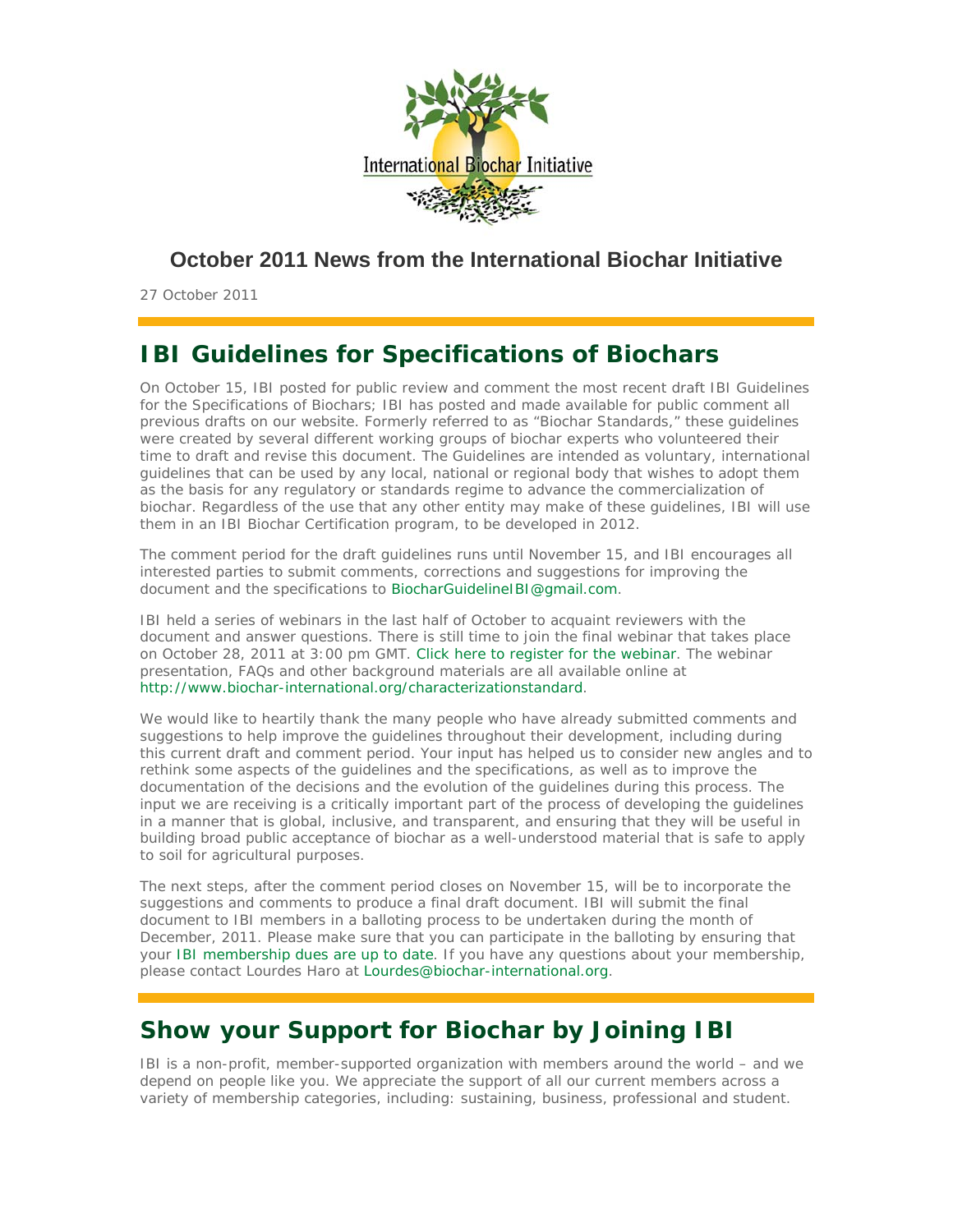# October 2011 News from the International Biochar Initiative

27 October 2011

## IBI Guidelines for Specifications of Biochars

On October 15, IBI posted for public review and comment the most recent draft IBI Guidelines for the Specifications of Biochars; IBI has posted and made available for public comment all previous drafts on our website. Formerly referred to as "Biochar Standards," these guidelines were created by several different working groups of biochar experts who volunteered their time to draft and revise this document. The Guidelines are intended as voluntary, international guidelines that can be used by any local, national or regional body that wishes to adopt them as the basis for any regulatory or standards regime to advance the commercialization of biochar. Regardless of the use that any other entity may make of these guidelines, IBI will use them in an IBI Biochar Certification program, to be developed in 2012.

The comment period for the draft guidelines runs until November 15, and IBI encourages all interested parties to submit comments, corrections and suggestions for improving the document and the specifications to BiocharGuidelineIBI@gmail.com.

IBI held a series of webinars in the last half of October to acquaint reviewers with the document and answer questions. There is still time to join the final webinar that takes place on October 28, 2011 at 3:00 pm GMT. Click here to register for the webinar. The webinar presentation, FAQs and other background materials are all available online at http://www.biochar-international.org/characterizationstandard.

We would like to heartily thank the many people who have already submitted comments and suggestions to help improve the guidelines throughout their development, including during this current draft and comment period. Your input has helped us to consider new angles and to rethink some aspects of the guidelines and the specifications, as well as to improve the documentation of the decisions and the evolution of the guidelines during this process. The input we are receiving is a critically important part of the process of developing the guidelines in a manner that is global, inclusive, and transparent, and ensuring that they will be useful in building broad public acceptance of biochar as a well-understood material that is safe to apply to soil for agricultural purposes.

The next steps, after the comment period closes on November 15, will be to incorporate the suggestions and comments to produce a final draft document. IBI will submit the final document to IBI members in a balloting process to be undertaken during the month of December, 2011. Please make sure that you can participate in the balloting by ensuring that your IBI membership dues are up to date. If you have any questions about your membership, please contact Lourdes Haro at Lourdes@biochar-international.org.

## Show your Support for Biochar by Joining IBI

IBI is a non-profit, member-supported organization with members around the world – and we depend on people like you. We appreciate the support of all our current members across a variety of membership categories, including: sustaining, business, professional and student.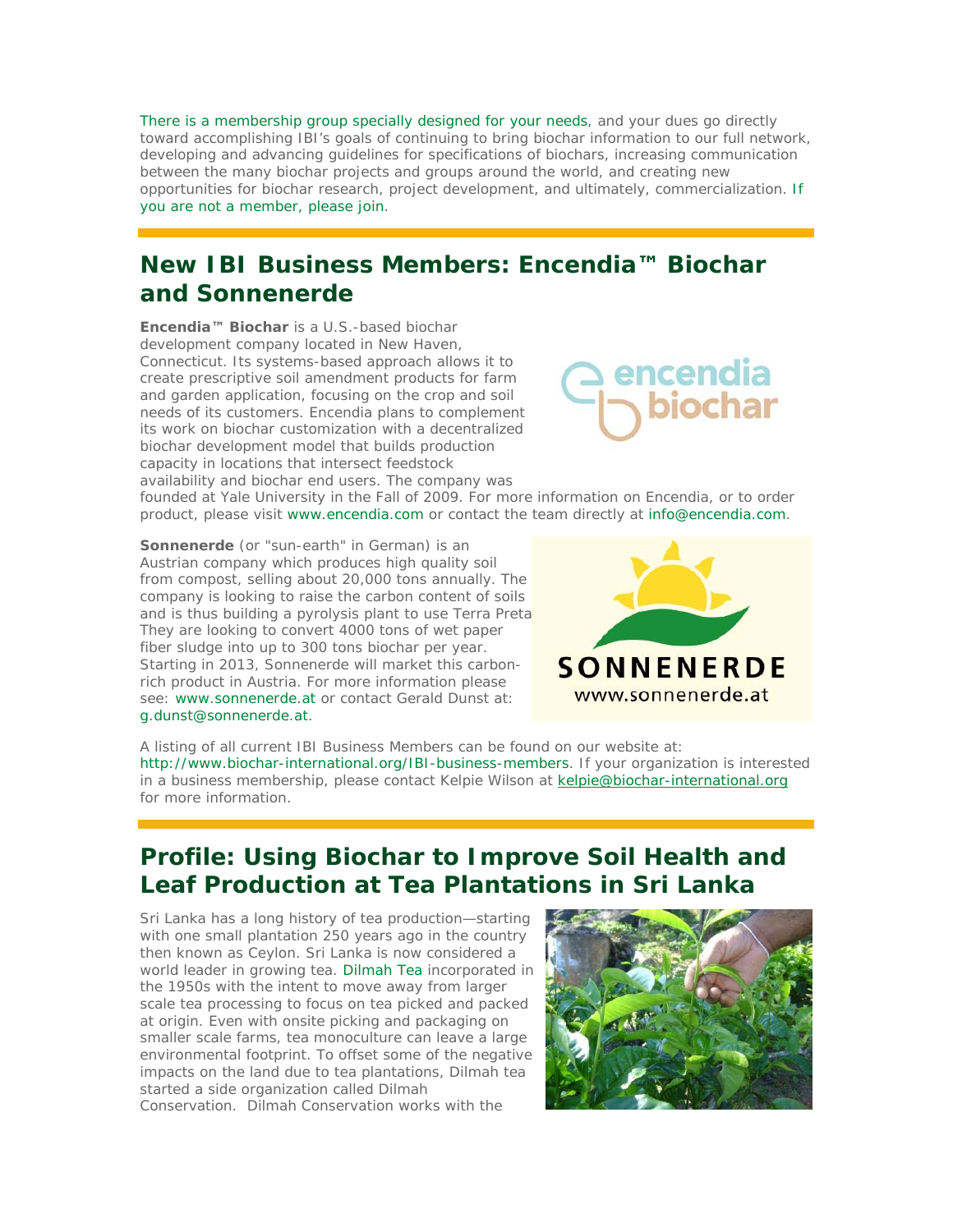There is a membership group specially designed for your needs, and your dues go directly toward accomplishing IBI's goals of continuing to bring biochar information to our full network, developing and advancing guidelines for specifications of biochars, increasing communication between the many biochar projects and groups around the world, and creating new opportunities for biochar research, project development, and ultimately, commercialization. If you are not a member, please join.

## New IBI Business Members: Encendia™ Biochar and Sonnenerde

**Encendia™ Biochar** is a U.S.-based biochar development company located in New Haven, Connecticut. Its systems-based approach allows it to create prescriptive soil amendment products for farm and garden application, focusing on the crop and soil needs of its customers. Encendia plans to complement its work on biochar customization with a decentralized biochar development model that builds production capacity in locations that intersect feedstock availability and biochar end users. The company was founded at Yale University in the Fall of 2009. For more information on Encendia, or to order product, please visit www.encendia.com or contact the team directly at info@encendia.com.

**Sonnenerde** (or "sun-earth" in German) is an Austrian company which produces high quality soil from compost, selling about 20,000 tons annually. The company is looking to raise the carbon content of soils and is thus building a pyrolysis plant to use Terra Preta They are looking to convert 4000 tons of wet paper fiber sludge into up to 300 tons biochar per year. Starting in 2013, Sonnenerde will market this carbon-rich product in Austria. For more information please see: www.sonnenerde.at or contact Gerald Dunst at: g.dunst@sonnenerde.at.

A listing of all current IBI Business Members can be found on our website at: http://www.biochar-international.org/IBI-business-members. If your organization is interested in a business membership, please contact Kelpie Wilson at kelpie@biochar-international.org for more information.

## Profile: Using Biochar to Improve Soil Health and Leaf Production at Tea Plantations in Sri Lanka

Sri Lanka has a long history of tea production—starting with one small plantation 250 years ago in the country then known as Ceylon. Sri Lanka is now considered a world leader in growing tea. Dilmah Tea incorporated in the 1950s with the intent to move away from larger scale tea processing to focus on tea picked and packed at origin. Even with onsite picking and packaging on smaller scale farms, tea monoculture can leave a large environmental footprint. To offset some of the negative impacts on the land due to tea plantations, Dilmah tea started a side organization called Dilmah Conservation. Dilmah Conservation works with the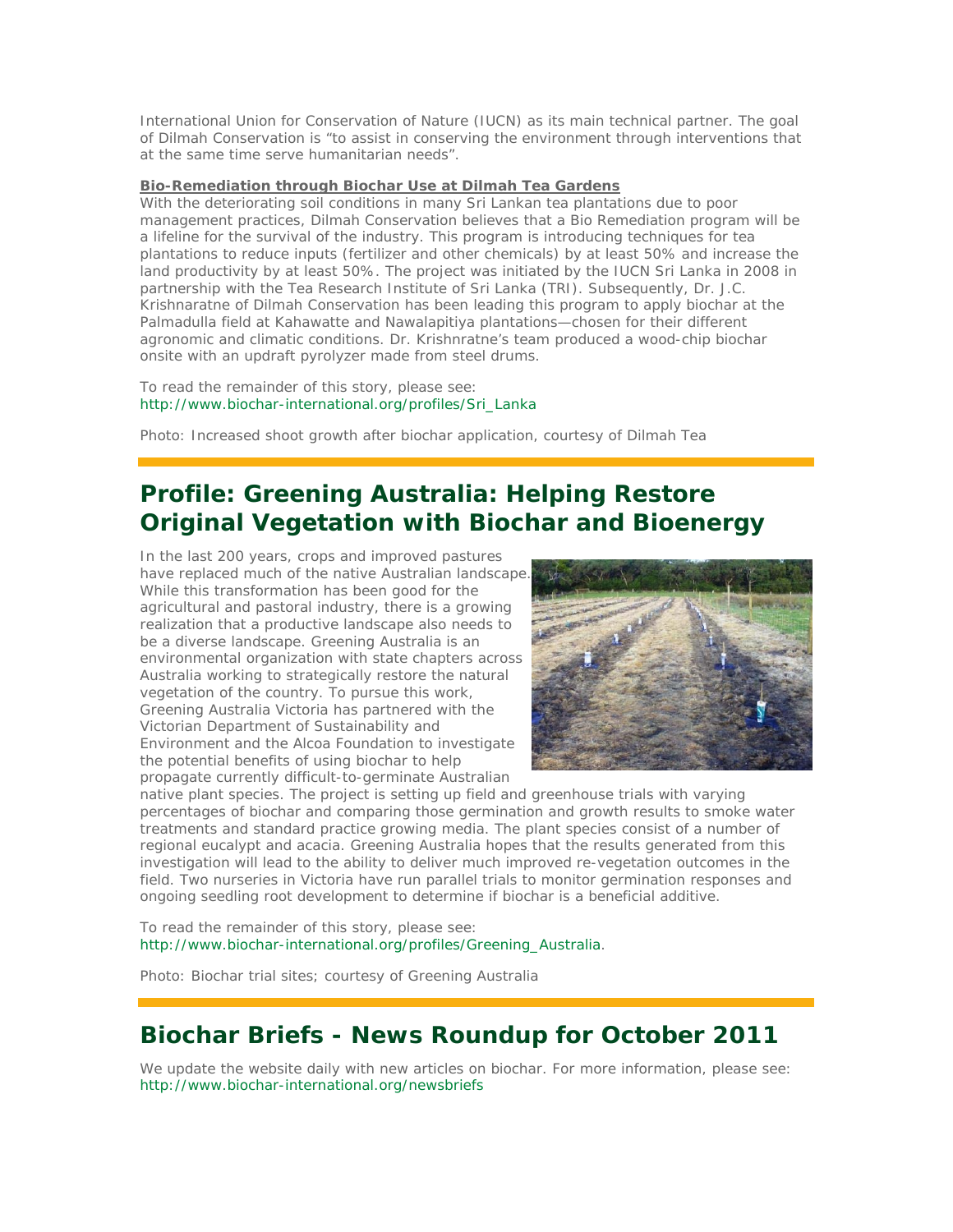International Union for Conservation of Nature (IUCN) as its main technical partner. The goal of Dilmah Conservation is "to assist in conserving the environment through interventions that at the same time serve humanitarian needs".

**Bio-Remediation through Biochar Use at Dilmah Tea Gardens**

With the deteriorating soil conditions in many Sri Lankan tea plantations due to poor management practices, Dilmah Conservation believes that a Bio Remediation program will be a lifeline for the survival of the industry. This program is introducing techniques for tea plantations to reduce inputs (fertilizer and other chemicals) by at least 50% and increase the land productivity by at least 50%. The project was initiated by the IUCN Sri Lanka in 2008 in partnership with the Tea Research Institute of Sri Lanka (TRI). Subsequently, Dr. J.C. Krishnaratne of Dilmah Conservation has been leading this program to apply biochar at the Palmadulla field at Kahawatte and Nawalapitiya plantations—chosen for their different agronomic and climatic conditions. Dr. Krishnratne's team produced a wood-chip biochar onsite with an updraft pyrolyzer made from steel drums.

To read the remainder of this story, please see:
http://www.biochar-international.org/profiles/Sri_Lanka

Photo: Increased shoot growth after biochar application, courtesy of Dilmah Tea

## Profile: Greening Australia: Helping Restore Original Vegetation with Biochar and Bioenergy

In the last 200 years, crops and improved pastures have replaced much of the native Australian landscape. While this transformation has been good for the agricultural and pastoral industry, there is a growing realization that a productive landscape also needs to be a diverse landscape. Greening Australia is an environmental organization with state chapters across Australia working to strategically restore the natural vegetation of the country. To pursue this work, Greening Australia Victoria has partnered with the Victorian Department of Sustainability and Environment and the Alcoa Foundation to investigate the potential benefits of using biochar to help propagate currently difficult-to-germinate Australian native plant species. The project is setting up field and greenhouse trials with varying percentages of biochar and comparing those germination and growth results to smoke water treatments and standard practice growing media. The plant species consist of a number of regional eucalypt and acacia. Greening Australia hopes that the results generated from this investigation will lead to the ability to deliver much improved re-vegetation outcomes in the field. Two nurseries in Victoria have run parallel trials to monitor germination responses and ongoing seedling root development to determine if biochar is a beneficial additive.

To read the remainder of this story, please see:
http://www.biochar-international.org/profiles/Greening_Australia.

Photo: Biochar trial sites; courtesy of Greening Australia

## Biochar Briefs - News Roundup for October 2011

We update the website daily with new articles on biochar. For more information, please see:
http://www.biochar-international.org/newsbriefs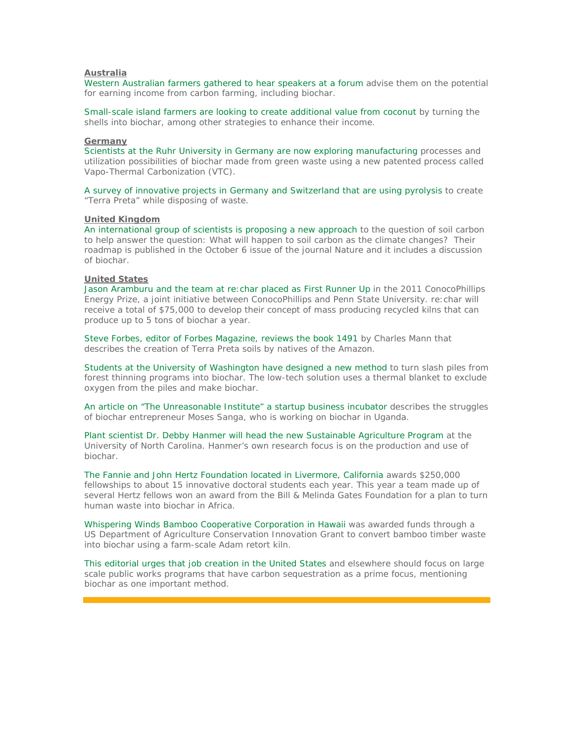**Australia**

Western Australian farmers gathered to hear speakers at a forum advise them on the potential for earning income from carbon farming, including biochar.

Small-scale island farmers are looking to create additional value from coconut by turning the shells into biochar, among other strategies to enhance their income.

**Germany**

Scientists at the Ruhr University in Germany are now exploring manufacturing processes and utilization possibilities of biochar made from green waste using a new patented process called Vapo-Thermal Carbonization (VTC).

A survey of innovative projects in Germany and Switzerland that are using pyrolysis to create "Terra Preta" while disposing of waste.

**United Kingdom**

An international group of scientists is proposing a new approach to the question of soil carbon to help answer the question: What will happen to soil carbon as the climate changes? Their roadmap is published in the October 6 issue of the journal Nature and it includes a discussion of biochar.

**United States**

Jason Aramburu and the team at re:char placed as First Runner Up in the 2011 ConocoPhillips Energy Prize, a joint initiative between ConocoPhillips and Penn State University. re:char will receive a total of $75,000 to develop their concept of mass producing recycled kilns that can produce up to 5 tons of biochar a year.

Steve Forbes, editor of Forbes Magazine, reviews the book 1491 by Charles Mann that describes the creation of Terra Preta soils by natives of the Amazon.

Students at the University of Washington have designed a new method to turn slash piles from forest thinning programs into biochar. The low-tech solution uses a thermal blanket to exclude oxygen from the piles and make biochar.

An article on "The Unreasonable Institute" a startup business incubator describes the struggles of biochar entrepreneur Moses Sanga, who is working on biochar in Uganda.

Plant scientist Dr. Debby Hanmer will head the new Sustainable Agriculture Program at the University of North Carolina. Hanmer's own research focus is on the production and use of biochar.

The Fannie and John Hertz Foundation located in Livermore, California awards $250,000 fellowships to about 15 innovative doctoral students each year. This year a team made up of several Hertz fellows won an award from the Bill & Melinda Gates Foundation for a plan to turn human waste into biochar in Africa.

Whispering Winds Bamboo Cooperative Corporation in Hawaii was awarded funds through a US Department of Agriculture Conservation Innovation Grant to convert bamboo timber waste into biochar using a farm-scale Adam retort kiln.

This editorial urges that job creation in the United States and elsewhere should focus on large scale public works programs that have carbon sequestration as a prime focus, mentioning biochar as one important method.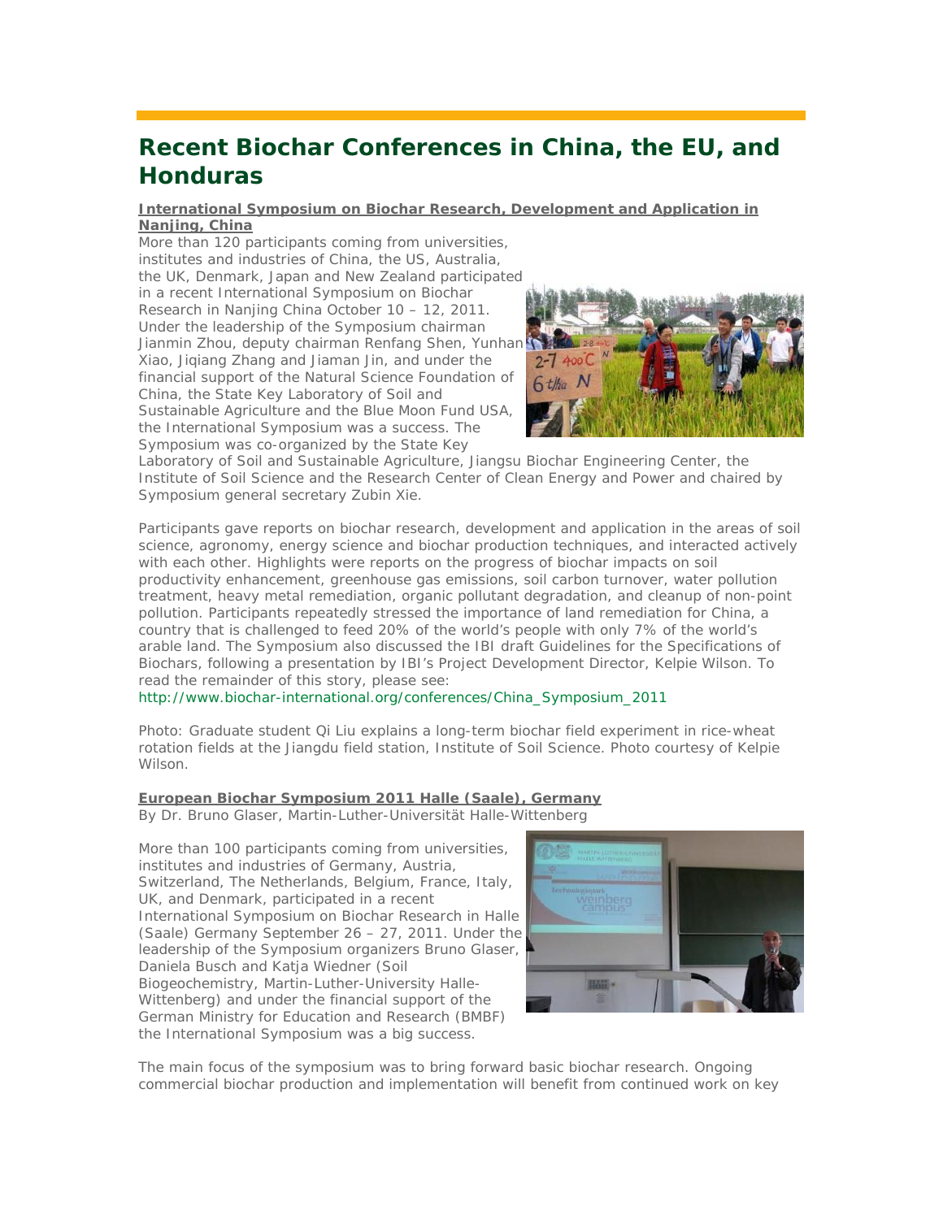# Recent Biochar Conferences in China, the EU, and Honduras

**International Symposium on Biochar Research, Development and Application in Nanjing, China**

More than 120 participants coming from universities, institutes and industries of China, the US, Australia, the UK, Denmark, Japan and New Zealand participated in a recent International Symposium on Biochar Research in Nanjing China October 10 – 12, 2011. Under the leadership of the Symposium chairman Jianmin Zhou, deputy chairman Renfang Shen, Yunhan Xiao, Jiqiang Zhang and Jiaman Jin, and under the financial support of the Natural Science Foundation of China, the State Key Laboratory of Soil and Sustainable Agriculture and the Blue Moon Fund USA, the International Symposium was a success. The Symposium was co-organized by the State Key Laboratory of Soil and Sustainable Agriculture, Jiangsu Biochar Engineering Center, the Institute of Soil Science and the Research Center of Clean Energy and Power and chaired by Symposium general secretary Zubin Xie.

Participants gave reports on biochar research, development and application in the areas of soil science, agronomy, energy science and biochar production techniques, and interacted actively with each other. Highlights were reports on the progress of biochar impacts on soil productivity enhancement, greenhouse gas emissions, soil carbon turnover, water pollution treatment, heavy metal remediation, organic pollutant degradation, and cleanup of non-point pollution. Participants repeatedly stressed the importance of land remediation for China, a country that is challenged to feed 20% of the world's people with only 7% of the world's arable land. The Symposium also discussed the IBI draft Guidelines for the Specifications of Biochars, following a presentation by IBI's Project Development Director, Kelpie Wilson. To read the remainder of this story, please see:
http://www.biochar-international.org/conferences/China_Symposium_2011

Photo: Graduate student Qi Liu explains a long-term biochar field experiment in rice-wheat rotation fields at the Jiangdu field station, Institute of Soil Science. Photo courtesy of Kelpie Wilson.

**European Biochar Symposium 2011 Halle (Saale), Germany**

By Dr. Bruno Glaser, Martin-Luther-Universität Halle-Wittenberg

More than 100 participants coming from universities, institutes and industries of Germany, Austria, Switzerland, The Netherlands, Belgium, France, Italy, UK, and Denmark, participated in a recent International Symposium on Biochar Research in Halle (Saale) Germany September 26 – 27, 2011. Under the leadership of the Symposium organizers Bruno Glaser, Daniela Busch and Katja Wiedner (Soil Biogeochemistry, Martin-Luther-University Halle-Wittenberg) and under the financial support of the German Ministry for Education and Research (BMBF) the International Symposium was a big success.

The main focus of the symposium was to bring forward basic biochar research. Ongoing commercial biochar production and implementation will benefit from continued work on key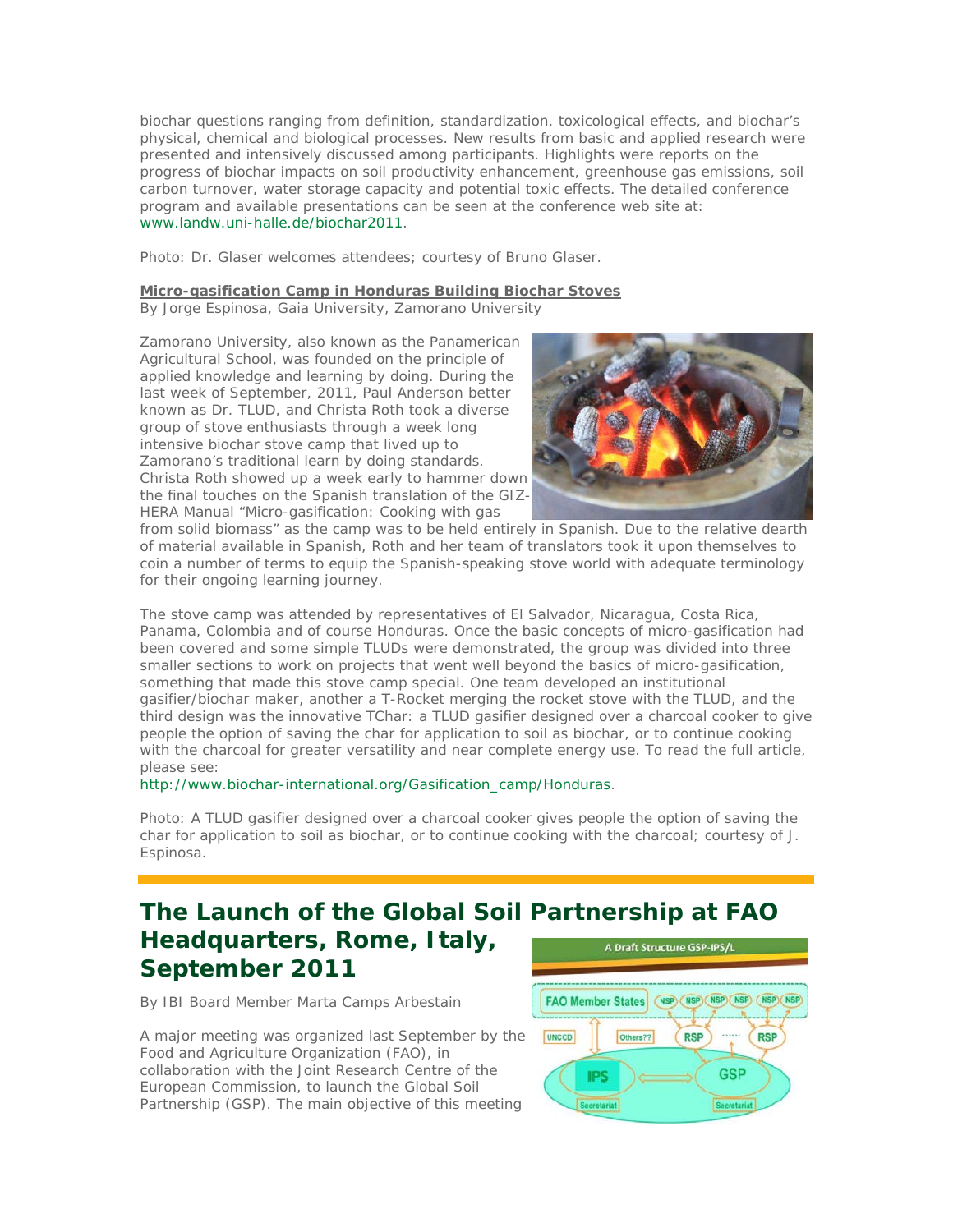biochar questions ranging from definition, standardization, toxicological effects, and biochar's physical, chemical and biological processes. New results from basic and applied research were presented and intensively discussed among participants. Highlights were reports on the progress of biochar impacts on soil productivity enhancement, greenhouse gas emissions, soil carbon turnover, water storage capacity and potential toxic effects. The detailed conference program and available presentations can be seen at the conference web site at: www.landw.uni-halle.de/biochar2011.

Photo: Dr. Glaser welcomes attendees; courtesy of Bruno Glaser.

**Micro-gasification Camp in Honduras Building Biochar Stoves**

By Jorge Espinosa, Gaia University, Zamorano University

Zamorano University, also known as the Panamerican Agricultural School, was founded on the principle of applied knowledge and learning by doing. During the last week of September, 2011, Paul Anderson better known as Dr. TLUD, and Christa Roth took a diverse group of stove enthusiasts through a week long intensive biochar stove camp that lived up to Zamorano's traditional learn by doing standards. Christa Roth showed up a week early to hammer down the final touches on the Spanish translation of the GIZ-HERA Manual "Micro-gasification: Cooking with gas from solid biomass" as the camp was to be held entirely in Spanish. Due to the relative dearth of material available in Spanish, Roth and her team of translators took it upon themselves to coin a number of terms to equip the Spanish-speaking stove world with adequate terminology for their ongoing learning journey.

The stove camp was attended by representatives of El Salvador, Nicaragua, Costa Rica, Panama, Colombia and of course Honduras. Once the basic concepts of micro-gasification had been covered and some simple TLUDs were demonstrated, the group was divided into three smaller sections to work on projects that went well beyond the basics of micro-gasification, something that made this stove camp special. One team developed an institutional gasifier/biochar maker, another a T-Rocket merging the rocket stove with the TLUD, and the third design was the innovative TChar: a TLUD gasifier designed over a charcoal cooker to give people the option of saving the char for application to soil as biochar, or to continue cooking with the charcoal for greater versatility and near complete energy use. To read the full article, please see: http://www.biochar-international.org/Gasification_camp/Honduras.

Photo: A TLUD gasifier designed over a charcoal cooker gives people the option of saving the char for application to soil as biochar, or to continue cooking with the charcoal; courtesy of J. Espinosa.

---

## The Launch of the Global Soil Partnership at FAO Headquarters, Rome, Italy, September 2011

By IBI Board Member Marta Camps Arbestain

A major meeting was organized last September by the Food and Agriculture Organization (FAO), in collaboration with the Joint Research Centre of the European Commission, to launch the Global Soil Partnership (GSP). The main objective of this meeting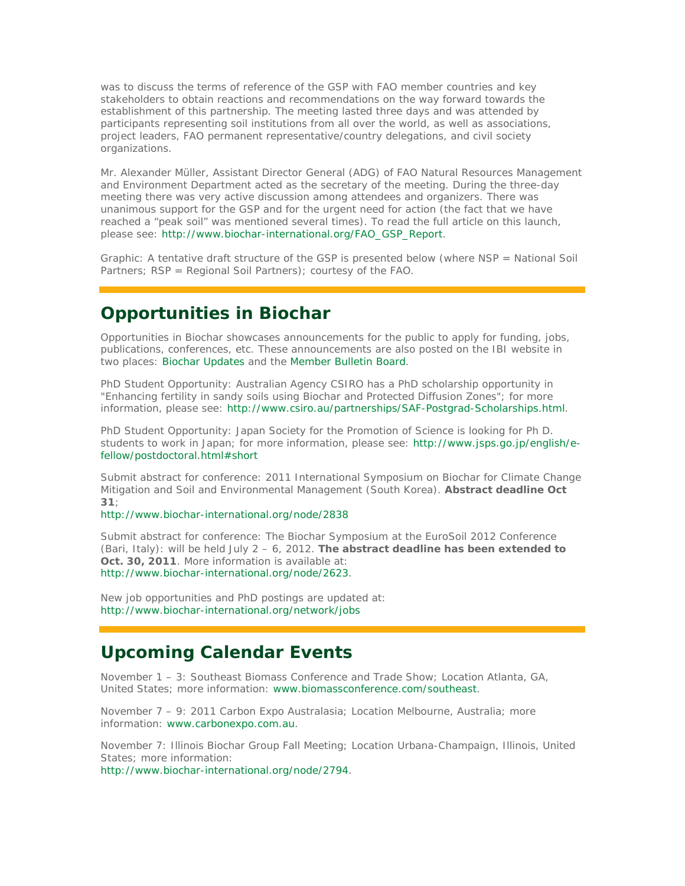was to discuss the terms of reference of the GSP with FAO member countries and key stakeholders to obtain reactions and recommendations on the way forward towards the establishment of this partnership. The meeting lasted three days and was attended by participants representing soil institutions from all over the world, as well as associations, project leaders, FAO permanent representative/country delegations, and civil society organizations.

Mr. Alexander Müller, Assistant Director General (ADG) of FAO Natural Resources Management and Environment Department acted as the secretary of the meeting. During the three-day meeting there was very active discussion among attendees and organizers. There was unanimous support for the GSP and for the urgent need for action (the fact that we have reached a "peak soil" was mentioned several times). To read the full article on this launch, please see: http://www.biochar-international.org/FAO_GSP_Report.

Graphic: A tentative draft structure of the GSP is presented below (where NSP = National Soil Partners; RSP = Regional Soil Partners); courtesy of the FAO.

## Opportunities in Biochar

Opportunities in Biochar showcases announcements for the public to apply for funding, jobs, publications, conferences, etc. These announcements are also posted on the IBI website in two places: Biochar Updates and the Member Bulletin Board.

PhD Student Opportunity: Australian Agency CSIRO has a PhD scholarship opportunity in "Enhancing fertility in sandy soils using Biochar and Protected Diffusion Zones"; for more information, please see: http://www.csiro.au/partnerships/SAF-Postgrad-Scholarships.html.

PhD Student Opportunity: Japan Society for the Promotion of Science is looking for Ph D. students to work in Japan; for more information, please see: http://www.jsps.go.jp/english/e-fellow/postdoctoral.html#short

Submit abstract for conference: 2011 International Symposium on Biochar for Climate Change Mitigation and Soil and Environmental Management (South Korea). **Abstract deadline Oct 31**;
http://www.biochar-international.org/node/2838

Submit abstract for conference: The Biochar Symposium at the EuroSoil 2012 Conference (Bari, Italy): will be held July 2 – 6, 2012. **The abstract deadline has been extended to Oct. 30, 2011**. More information is available at:
http://www.biochar-international.org/node/2623.

New job opportunities and PhD postings are updated at:
http://www.biochar-international.org/network/jobs

## Upcoming Calendar Events

November 1 – 3: Southeast Biomass Conference and Trade Show; Location Atlanta, GA, United States; more information: www.biomassconference.com/southeast.

November 7 – 9: 2011 Carbon Expo Australasia; Location Melbourne, Australia; more information: www.carbonexpo.com.au.

November 7: Illinois Biochar Group Fall Meeting; Location Urbana-Champaign, Illinois, United States; more information:
http://www.biochar-international.org/node/2794.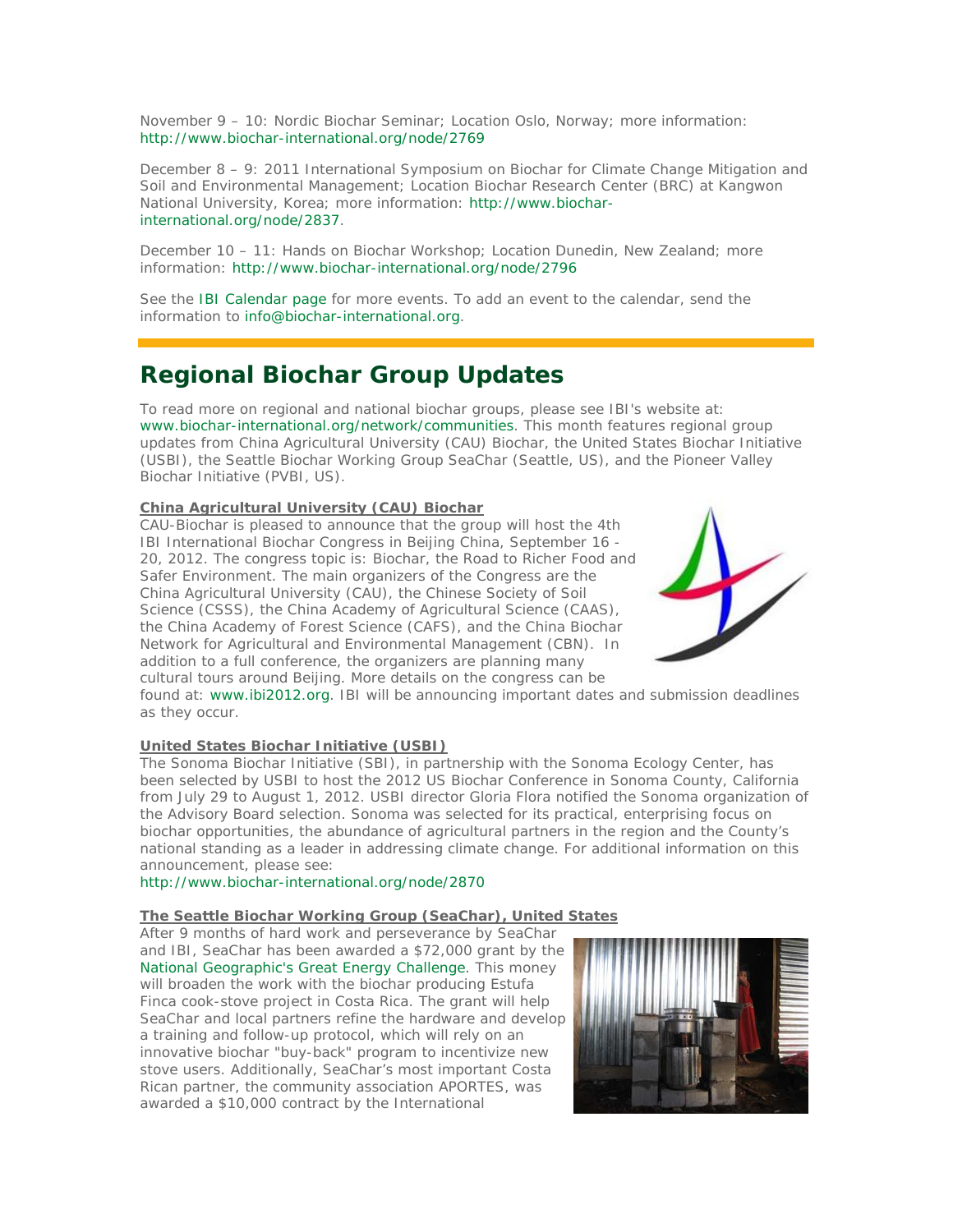November 9 – 10: Nordic Biochar Seminar; Location Oslo, Norway; more information: http://www.biochar-international.org/node/2769

December 8 – 9: 2011 International Symposium on Biochar for Climate Change Mitigation and Soil and Environmental Management; Location Biochar Research Center (BRC) at Kangwon National University, Korea; more information: http://www.biochar-international.org/node/2837.

December 10 – 11: Hands on Biochar Workshop; Location Dunedin, New Zealand; more information: http://www.biochar-international.org/node/2796

See the IBI Calendar page for more events. To add an event to the calendar, send the information to info@biochar-international.org.

## Regional Biochar Group Updates

To read more on regional and national biochar groups, please see IBI's website at: www.biochar-international.org/network/communities. This month features regional group updates from China Agricultural University (CAU) Biochar, the United States Biochar Initiative (USBI), the Seattle Biochar Working Group SeaChar (Seattle, US), and the Pioneer Valley Biochar Initiative (PVBI, US).

**China Agricultural University (CAU) Biochar**

CAU-Biochar is pleased to announce that the group will host the 4th IBI International Biochar Congress in Beijing China, September 16 - 20, 2012. The congress topic is: Biochar, the Road to Richer Food and Safer Environment. The main organizers of the Congress are the China Agricultural University (CAU), the Chinese Society of Soil Science (CSSS), the China Academy of Agricultural Science (CAAS), the China Academy of Forest Science (CAFS), and the China Biochar Network for Agricultural and Environmental Management (CBN). In addition to a full conference, the organizers are planning many cultural tours around Beijing. More details on the congress can be found at: www.ibi2012.org. IBI will be announcing important dates and submission deadlines as they occur.

**United States Biochar Initiative (USBI)**

The Sonoma Biochar Initiative (SBI), in partnership with the Sonoma Ecology Center, has been selected by USBI to host the 2012 US Biochar Conference in Sonoma County, California from July 29 to August 1, 2012. USBI director Gloria Flora notified the Sonoma organization of the Advisory Board selection. Sonoma was selected for its practical, enterprising focus on biochar opportunities, the abundance of agricultural partners in the region and the County's national standing as a leader in addressing climate change. For additional information on this announcement, please see:
http://www.biochar-international.org/node/2870

**The Seattle Biochar Working Group (SeaChar), United States**

After 9 months of hard work and perseverance by SeaChar and IBI, SeaChar has been awarded a $72,000 grant by the National Geographic's Great Energy Challenge. This money will broaden the work with the biochar producing Estufa Finca cook-stove project in Costa Rica. The grant will help SeaChar and local partners refine the hardware and develop a training and follow-up protocol, which will rely on an innovative biochar "buy-back" program to incentivize new stove users. Additionally, SeaChar's most important Costa Rican partner, the community association APORTES, was awarded a $10,000 contract by the International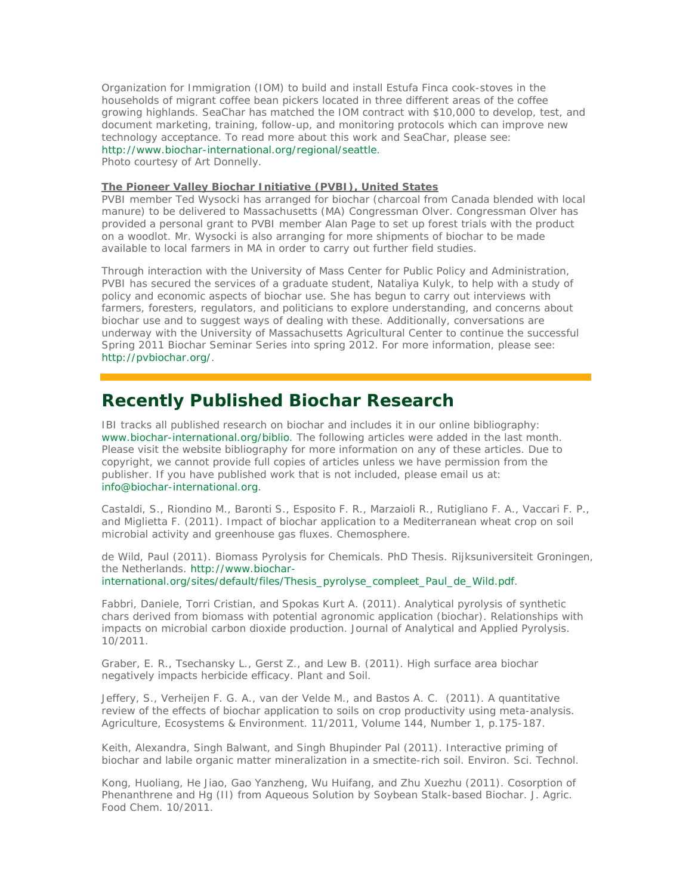Organization for Immigration (IOM) to build and install Estufa Finca cook-stoves in the households of migrant coffee bean pickers located in three different areas of the coffee growing highlands. SeaChar has matched the IOM contract with $10,000 to develop, test, and document marketing, training, follow-up, and monitoring protocols which can improve new technology acceptance. To read more about this work and SeaChar, please see: http://www.biochar-international.org/regional/seattle.
Photo courtesy of Art Donnelly.

**The Pioneer Valley Biochar Initiative (PVBI), United States**

PVBI member Ted Wysocki has arranged for biochar (charcoal from Canada blended with local manure) to be delivered to Massachusetts (MA) Congressman Olver. Congressman Olver has provided a personal grant to PVBI member Alan Page to set up forest trials with the product on a woodlot. Mr. Wysocki is also arranging for more shipments of biochar to be made available to local farmers in MA in order to carry out further field studies.

Through interaction with the University of Mass Center for Public Policy and Administration, PVBI has secured the services of a graduate student, Nataliya Kulyk, to help with a study of policy and economic aspects of biochar use. She has begun to carry out interviews with farmers, foresters, regulators, and politicians to explore understanding, and concerns about biochar use and to suggest ways of dealing with these. Additionally, conversations are underway with the University of Massachusetts Agricultural Center to continue the successful Spring 2011 Biochar Seminar Series into spring 2012. For more information, please see: http://pvbiochar.org/.

## Recently Published Biochar Research

IBI tracks all published research on biochar and includes it in our online bibliography: www.biochar-international.org/biblio. The following articles were added in the last month. Please visit the website bibliography for more information on any of these articles. Due to copyright, we cannot provide full copies of articles unless we have permission from the publisher. If you have published work that is not included, please email us at: info@biochar-international.org.

Castaldi, S., Riondino M., Baronti S., Esposito F. R., Marzaioli R., Rutigliano F. A., Vaccari F. P., and Miglietta F. (2011). Impact of biochar application to a Mediterranean wheat crop on soil microbial activity and greenhouse gas fluxes. Chemosphere.

de Wild, Paul (2011). Biomass Pyrolysis for Chemicals. PhD Thesis. Rijksuniversiteit Groningen, the Netherlands. http://www.biochar-international.org/sites/default/files/Thesis_pyrolyse_compleet_Paul_de_Wild.pdf.

Fabbri, Daniele, Torri Cristian, and Spokas Kurt A. (2011). Analytical pyrolysis of synthetic chars derived from biomass with potential agronomic application (biochar). Relationships with impacts on microbial carbon dioxide production. Journal of Analytical and Applied Pyrolysis. 10/2011.

Graber, E. R., Tsechansky L., Gerst Z., and Lew B. (2011). High surface area biochar negatively impacts herbicide efficacy. Plant and Soil.

Jeffery, S., Verheijen F. G. A., van der Velde M., and Bastos A. C. (2011). A quantitative review of the effects of biochar application to soils on crop productivity using meta-analysis. Agriculture, Ecosystems & Environment. 11/2011, Volume 144, Number 1, p.175-187.

Keith, Alexandra, Singh Balwant, and Singh Bhupinder Pal (2011). Interactive priming of biochar and labile organic matter mineralization in a smectite-rich soil. Environ. Sci. Technol.

Kong, Huoliang, He Jiao, Gao Yanzheng, Wu Huifang, and Zhu Xuezhu (2011). Cosorption of Phenanthrene and Hg (II) from Aqueous Solution by Soybean Stalk-based Biochar. J. Agric. Food Chem. 10/2011.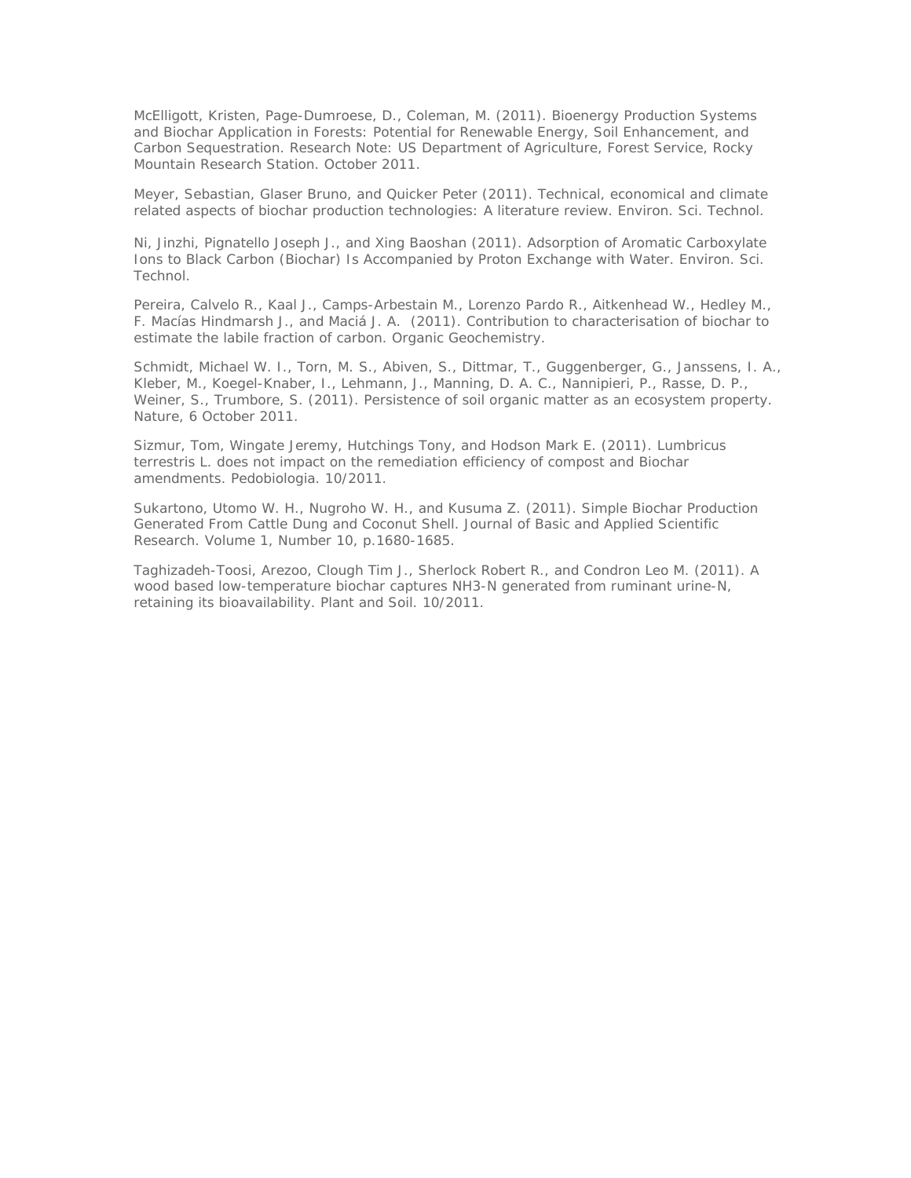McElligott, Kristen, Page-Dumroese, D., Coleman, M. (2011). Bioenergy Production Systems and Biochar Application in Forests: Potential for Renewable Energy, Soil Enhancement, and Carbon Sequestration. Research Note: US Department of Agriculture, Forest Service, Rocky Mountain Research Station. October 2011.

Meyer, Sebastian, Glaser Bruno, and Quicker Peter (2011). Technical, economical and climate related aspects of biochar production technologies: A literature review. Environ. Sci. Technol.

Ni, Jinzhi, Pignatello Joseph J., and Xing Baoshan (2011). Adsorption of Aromatic Carboxylate Ions to Black Carbon (Biochar) Is Accompanied by Proton Exchange with Water. Environ. Sci. Technol.

Pereira, Calvelo R., Kaal J., Camps-Arbestain M., Lorenzo Pardo R., Aitkenhead W., Hedley M., F. Macías Hindmarsh J., and Maciá J. A. (2011). Contribution to characterisation of biochar to estimate the labile fraction of carbon. Organic Geochemistry.

Schmidt, Michael W. I., Torn, M. S., Abiven, S., Dittmar, T., Guggenberger, G., Janssens, I. A., Kleber, M., Koegel-Knaber, I., Lehmann, J., Manning, D. A. C., Nannipieri, P., Rasse, D. P., Weiner, S., Trumbore, S. (2011). Persistence of soil organic matter as an ecosystem property. Nature, 6 October 2011.

Sizmur, Tom, Wingate Jeremy, Hutchings Tony, and Hodson Mark E. (2011). Lumbricus terrestris L. does not impact on the remediation efficiency of compost and Biochar amendments. Pedobiologia. 10/2011.

Sukartono, Utomo W. H., Nugroho W. H., and Kusuma Z. (2011). Simple Biochar Production Generated From Cattle Dung and Coconut Shell. Journal of Basic and Applied Scientific Research. Volume 1, Number 10, p.1680-1685.

Taghizadeh-Toosi, Arezoo, Clough Tim J., Sherlock Robert R., and Condron Leo M. (2011). A wood based low-temperature biochar captures $NH_3$-N generated from ruminant urine-N, retaining its bioavailability. Plant and Soil. 10/2011.